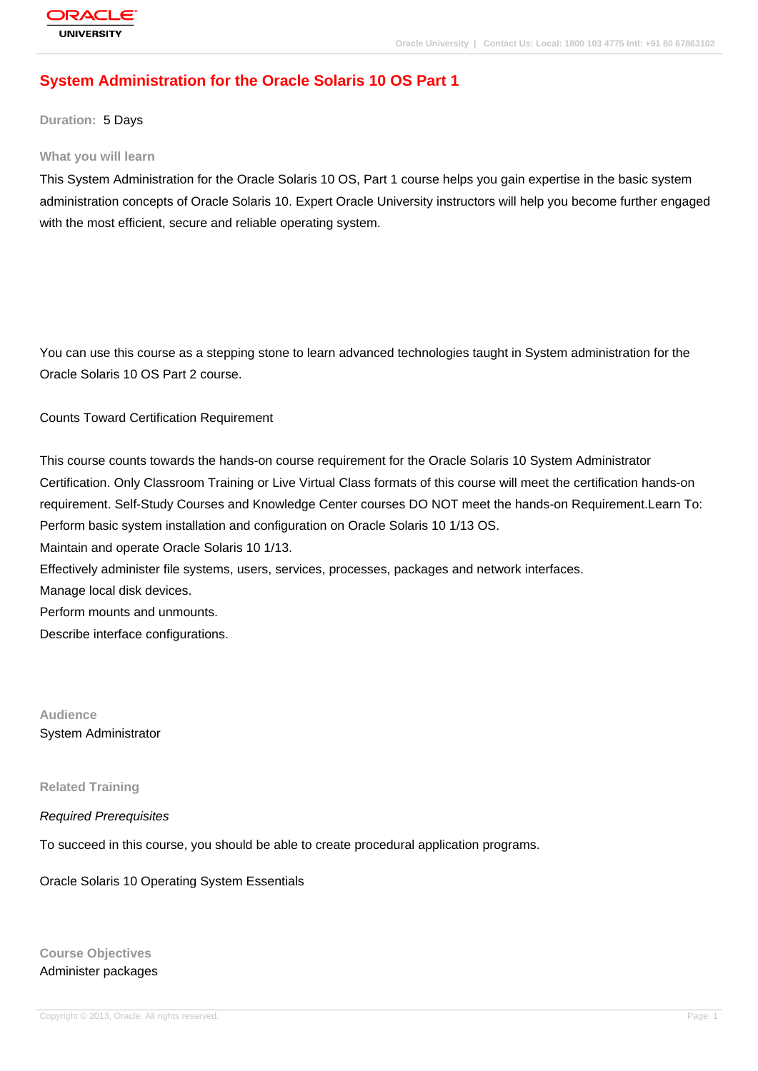# System Administration for the Oracle Solaris 10 OS Part 1

**Duration:** 5 Days

## What you will learn

This System Administration for the Oracle Solaris 10 OS, Part 1 course helps you gain expertise in the basic system administration concepts of Oracle Solaris 10. Expert Oracle University instructors will help you become further engaged with the most efficient, secure and reliable operating system.

You can use this course as a stepping stone to learn advanced technologies taught in System administration for the Oracle Solaris 10 OS Part 2 course.

Counts Toward Certification Requirement

This course counts towards the hands-on course requirement for the Oracle Solaris 10 System Administrator Certification. Only Classroom Training or Live Virtual Class formats of this course will meet the certification hands-on requirement. Self-Study Courses and Knowledge Center courses DO NOT meet the hands-on Requirement.Learn To:
Perform basic system installation and configuration on Oracle Solaris 10 1/13 OS.
Maintain and operate Oracle Solaris 10 1/13.
Effectively administer file systems, users, services, processes, packages and network interfaces.
Manage local disk devices.
Perform mounts and unmounts.
Describe interface configurations.

## Audience

System Administrator

## Related Training

*Required Prerequisites*

To succeed in this course, you should be able to create procedural application programs.

Oracle Solaris 10 Operating System Essentials

## Course Objectives

Administer packages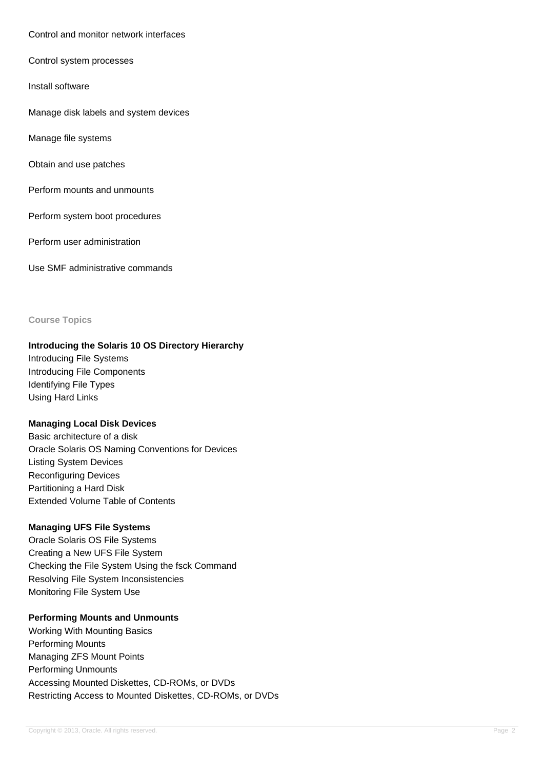Control and monitor network interfaces

Control system processes

Install software

Manage disk labels and system devices

Manage file systems

Obtain and use patches

Perform mounts and unmounts

Perform system boot procedures

Perform user administration

Use SMF administrative commands

## Course Topics

### Introducing the Solaris 10 OS Directory Hierarchy

Introducing File Systems
Introducing File Components
Identifying File Types
Using Hard Links

### Managing Local Disk Devices

Basic architecture of a disk
Oracle Solaris OS Naming Conventions for Devices
Listing System Devices
Reconfiguring Devices
Partitioning a Hard Disk
Extended Volume Table of Contents

### Managing UFS File Systems

Oracle Solaris OS File Systems
Creating a New UFS File System
Checking the File System Using the fsck Command
Resolving File System Inconsistencies
Monitoring File System Use

### Performing Mounts and Unmounts

Working With Mounting Basics
Performing Mounts
Managing ZFS Mount Points
Performing Unmounts
Accessing Mounted Diskettes, CD-ROMs, or DVDs
Restricting Access to Mounted Diskettes, CD-ROMs, or DVDs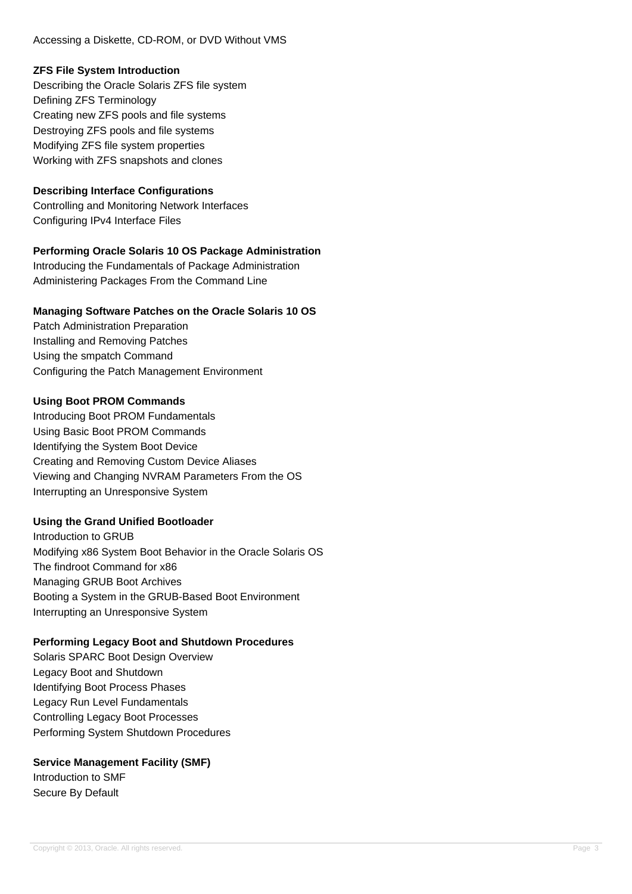Accessing a Diskette, CD-ROM, or DVD Without VMS

**ZFS File System Introduction**
Describing the Oracle Solaris ZFS file system
Defining ZFS Terminology
Creating new ZFS pools and file systems
Destroying ZFS pools and file systems
Modifying ZFS file system properties
Working with ZFS snapshots and clones

**Describing Interface Configurations**
Controlling and Monitoring Network Interfaces
Configuring IPv4 Interface Files

**Performing Oracle Solaris 10 OS Package Administration**
Introducing the Fundamentals of Package Administration
Administering Packages From the Command Line

**Managing Software Patches on the Oracle Solaris 10 OS**
Patch Administration Preparation
Installing and Removing Patches
Using the smpatch Command
Configuring the Patch Management Environment

**Using Boot PROM Commands**
Introducing Boot PROM Fundamentals
Using Basic Boot PROM Commands
Identifying the System Boot Device
Creating and Removing Custom Device Aliases
Viewing and Changing NVRAM Parameters From the OS
Interrupting an Unresponsive System

**Using the Grand Unified Bootloader**
Introduction to GRUB
Modifying x86 System Boot Behavior in the Oracle Solaris OS
The findroot Command for x86
Managing GRUB Boot Archives
Booting a System in the GRUB-Based Boot Environment
Interrupting an Unresponsive System

**Performing Legacy Boot and Shutdown Procedures**
Solaris SPARC Boot Design Overview
Legacy Boot and Shutdown
Identifying Boot Process Phases
Legacy Run Level Fundamentals
Controlling Legacy Boot Processes
Performing System Shutdown Procedures

**Service Management Facility (SMF)**
Introduction to SMF
Secure By Default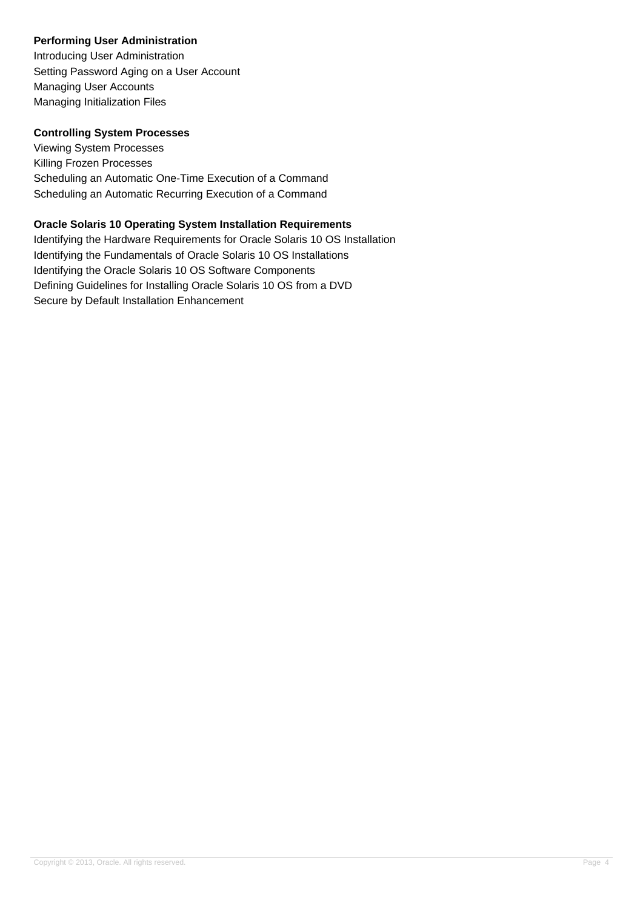**Performing User Administration**

Introducing User Administration
Setting Password Aging on a User Account
Managing User Accounts
Managing Initialization Files

**Controlling System Processes**

Viewing System Processes
Killing Frozen Processes
Scheduling an Automatic One-Time Execution of a Command
Scheduling an Automatic Recurring Execution of a Command

**Oracle Solaris 10 Operating System Installation Requirements**

Identifying the Hardware Requirements for Oracle Solaris 10 OS Installation
Identifying the Fundamentals of Oracle Solaris 10 OS Installations
Identifying the Oracle Solaris 10 OS Software Components
Defining Guidelines for Installing Oracle Solaris 10 OS from a DVD
Secure by Default Installation Enhancement